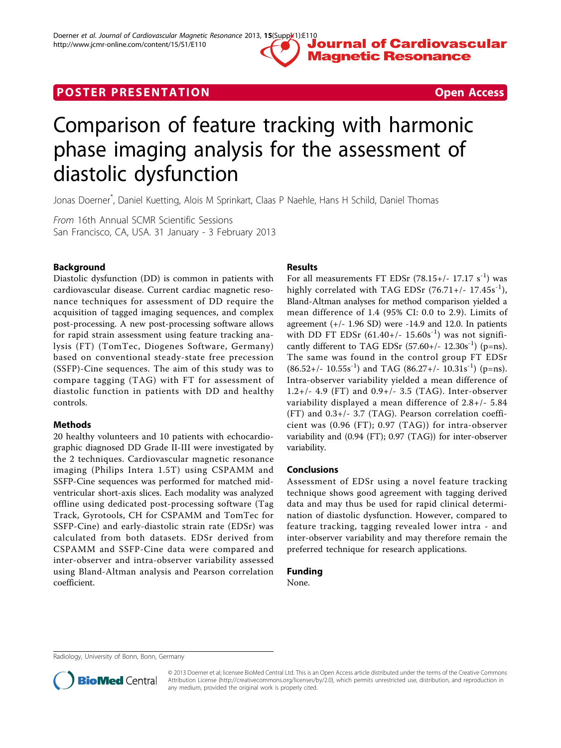POSTER PRESENTATION | Open Access

# Comparison of feature tracking with harmonic phase imaging analysis for the assessment of diastolic dysfunction

Jonas Doerner*, Daniel Kuetting, Alois M Sprinkart, Claas P Naehle, Hans H Schild, Daniel Thomas

*From* 16th Annual SCMR Scientific Sessions
San Francisco, CA, USA. 31 January - 3 February 2013

## Background

Diastolic dysfunction (DD) is common in patients with cardiovascular disease. Current cardiac magnetic resonance techniques for assessment of DD require the acquisition of tagged imaging sequences, and complex post-processing. A new post-processing software allows for rapid strain assessment using feature tracking analysis (FT) (TomTec, Diogenes Software, Germany) based on conventional steady-state free precession (SSFP)-Cine sequences. The aim of this study was to compare tagging (TAG) with FT for assessment of diastolic function in patients with DD and healthy controls.

## Methods

20 healthy volunteers and 10 patients with echocardiographic diagnosed DD Grade II-III were investigated by the 2 techniques. Cardiovascular magnetic resonance imaging (Philips Intera 1.5T) using CSPAMM and SSFP-Cine sequences was performed for matched mid-ventricular short-axis slices. Each modality was analyzed offline using dedicated post-processing software (Tag Track, Gyrotools, CH for CSPAMM and TomTec for SSFP-Cine) and early-diastolic strain rate (EDSr) was calculated from both datasets. EDSr derived from CSPAMM and SSFP-Cine data were compared and inter-observer and intra-observer variability assessed using Bland-Altman analysis and Pearson correlation coefficient.

## Results

For all measurements FT EDSr (78.15+/- 17.17 $s^{-1}$) was highly correlated with TAG EDSr (76.71+/- 17.45$s^{-1}$), Bland-Altman analyses for method comparison yielded a mean difference of 1.4 (95% CI: 0.0 to 2.9). Limits of agreement (+/- 1.96 SD) were -14.9 and 12.0. In patients with DD FT EDSr (61.40+/- 15.60$s^{-1}$) was not significantly different to TAG EDSr (57.60+/- 12.30$s^{-1}$) (p=ns). The same was found in the control group FT EDSr (86.52+/- 10.55$s^{-1}$) and TAG (86.27+/- 10.31$s^{-1}$) (p=ns). Intra-observer variability yielded a mean difference of 1.2+/- 4.9 (FT) and 0.9+/- 3.5 (TAG). Inter-observer variability displayed a mean difference of 2.8+/- 5.84 (FT) and 0.3+/- 3.7 (TAG). Pearson correlation coefficient was (0.96 (FT); 0.97 (TAG)) for intra-observer variability and (0.94 (FT); 0.97 (TAG)) for inter-observer variability.

## Conclusions

Assessment of EDSr using a novel feature tracking technique shows good agreement with tagging derived data and may thus be used for rapid clinical determination of diastolic dysfunction. However, compared to feature tracking, tagging revealed lower intra - and inter-observer variability and may therefore remain the preferred technique for research applications.

## Funding

None.

Radiology, University of Bonn, Bonn, Germany

© 2013 Doerner et al; licensee BioMed Central Ltd. This is an Open Access article distributed under the terms of the Creative Commons Attribution License (http://creativecommons.org/licenses/by/2.0), which permits unrestricted use, distribution, and reproduction in any medium, provided the original work is properly cited.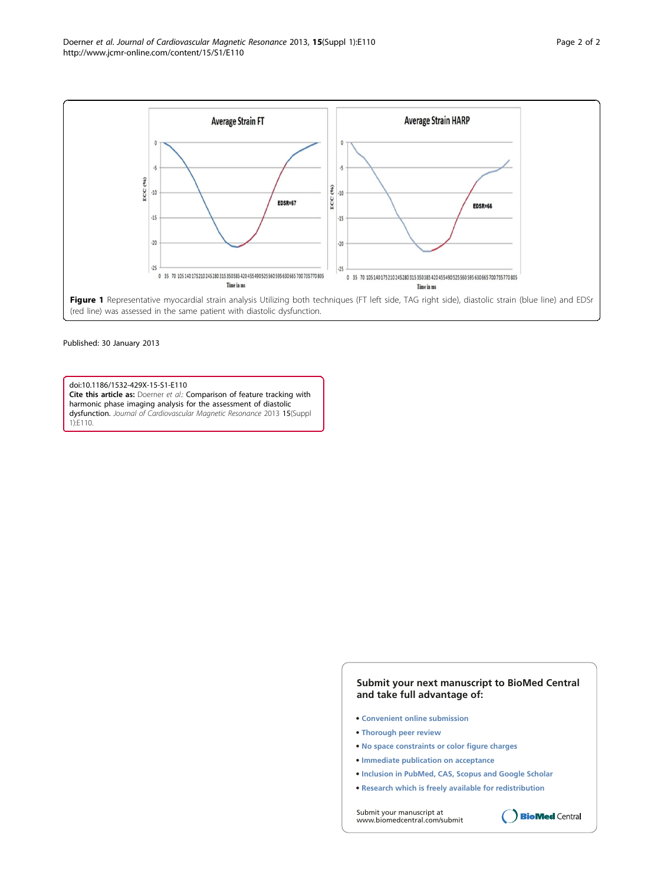Average Strain FT

ECC (%)

0
-5
-10
-15
-20
-25

EDSR=67

0 35 70 105 140 175 210 245 280 315 350 385 420 455 490 525 560 595 630 665 700 735 770 805

Time in ms

Average Strain HARP

ECC (%)

0
-5
-10
-15
-20
-25

EDSR=66

0 35 70 105 140 175 210 245 280 315 350 385 420 455 490 525 560 595 630 665 700 735 770 805

Time in ms

**Figure 1** Representative myocardial strain analysis Utilizing both techniques (FT left side, TAG right side), diastolic strain (blue line) and EDSr (red line) was assessed in the same patient with diastolic dysfunction.

Published: 30 January 2013

doi:10.1186/1532-429X-15-S1-E110
**Cite this article as:** Doerner *et al.*: Comparison of feature tracking with harmonic phase imaging analysis for the assessment of diastolic dysfunction. *Journal of Cardiovascular Magnetic Resonance* 2013 **15**(Suppl 1):E110.

**Submit your next manuscript to BioMed Central and take full advantage of:**

- Convenient online submission
- Thorough peer review
- No space constraints or color figure charges
- Immediate publication on acceptance
- Inclusion in PubMed, CAS, Scopus and Google Scholar
- Research which is freely available for redistribution

Submit your manuscript at
www.biomedcentral.com/submit

BioMed Central